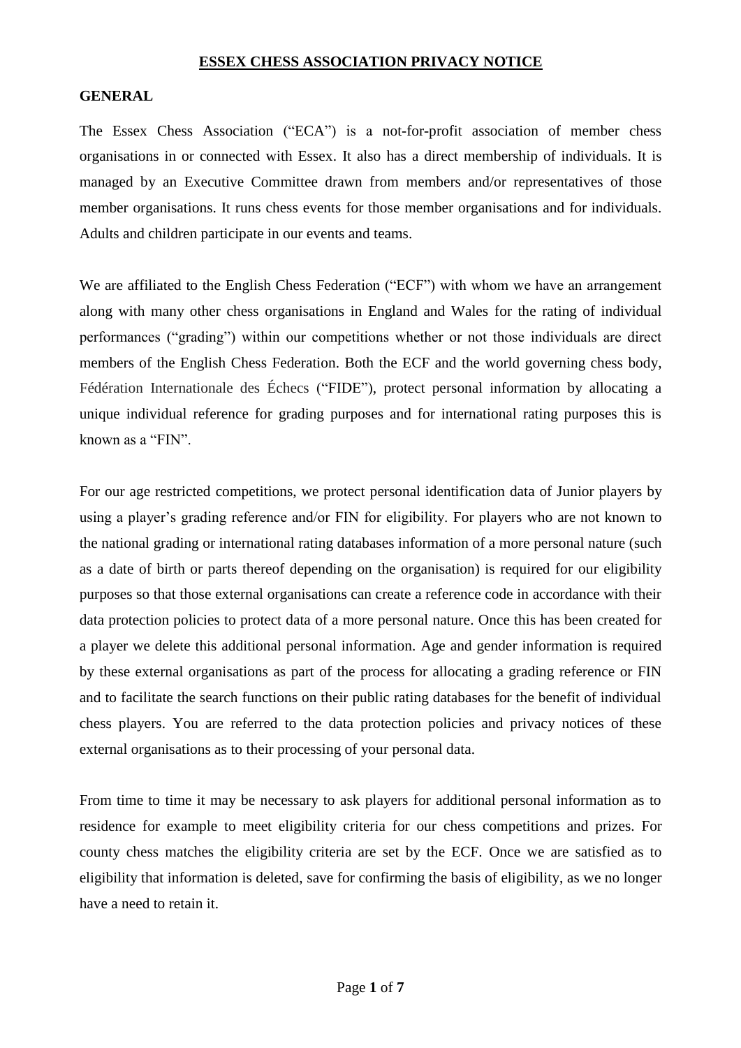# ESSEX CHESS ASSOCIATION PRIVACY NOTICE

## GENERAL

The Essex Chess Association ("ECA") is a not-for-profit association of member chess organisations in or connected with Essex. It also has a direct membership of individuals. It is managed by an Executive Committee drawn from members and/or representatives of those member organisations. It runs chess events for those member organisations and for individuals. Adults and children participate in our events and teams.

We are affiliated to the English Chess Federation ("ECF") with whom we have an arrangement along with many other chess organisations in England and Wales for the rating of individual performances ("grading") within our competitions whether or not those individuals are direct members of the English Chess Federation. Both the ECF and the world governing chess body, Fédération Internationale des Échecs ("FIDE"), protect personal information by allocating a unique individual reference for grading purposes and for international rating purposes this is known as a "FIN".

For our age restricted competitions, we protect personal identification data of Junior players by using a player's grading reference and/or FIN for eligibility. For players who are not known to the national grading or international rating databases information of a more personal nature (such as a date of birth or parts thereof depending on the organisation) is required for our eligibility purposes so that those external organisations can create a reference code in accordance with their data protection policies to protect data of a more personal nature. Once this has been created for a player we delete this additional personal information. Age and gender information is required by these external organisations as part of the process for allocating a grading reference or FIN and to facilitate the search functions on their public rating databases for the benefit of individual chess players. You are referred to the data protection policies and privacy notices of these external organisations as to their processing of your personal data.

From time to time it may be necessary to ask players for additional personal information as to residence for example to meet eligibility criteria for our chess competitions and prizes. For county chess matches the eligibility criteria are set by the ECF. Once we are satisfied as to eligibility that information is deleted, save for confirming the basis of eligibility, as we no longer have a need to retain it.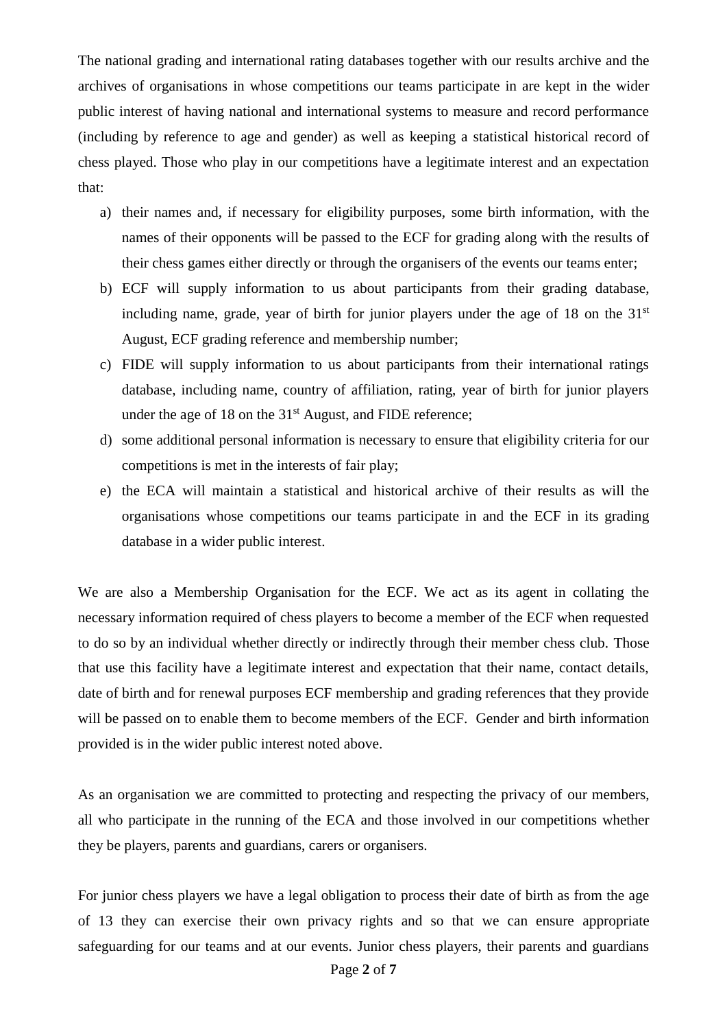The national grading and international rating databases together with our results archive and the archives of organisations in whose competitions our teams participate in are kept in the wider public interest of having national and international systems to measure and record performance (including by reference to age and gender) as well as keeping a statistical historical record of chess played. Those who play in our competitions have a legitimate interest and an expectation that:

a) their names and, if necessary for eligibility purposes, some birth information, with the names of their opponents will be passed to the ECF for grading along with the results of their chess games either directly or through the organisers of the events our teams enter;
b) ECF will supply information to us about participants from their grading database, including name, grade, year of birth for junior players under the age of 18 on the 31st August, ECF grading reference and membership number;
c) FIDE will supply information to us about participants from their international ratings database, including name, country of affiliation, rating, year of birth for junior players under the age of 18 on the 31st August, and FIDE reference;
d) some additional personal information is necessary to ensure that eligibility criteria for our competitions is met in the interests of fair play;
e) the ECA will maintain a statistical and historical archive of their results as will the organisations whose competitions our teams participate in and the ECF in its grading database in a wider public interest.

We are also a Membership Organisation for the ECF. We act as its agent in collating the necessary information required of chess players to become a member of the ECF when requested to do so by an individual whether directly or indirectly through their member chess club. Those that use this facility have a legitimate interest and expectation that their name, contact details, date of birth and for renewal purposes ECF membership and grading references that they provide will be passed on to enable them to become members of the ECF. Gender and birth information provided is in the wider public interest noted above.

As an organisation we are committed to protecting and respecting the privacy of our members, all who participate in the running of the ECA and those involved in our competitions whether they be players, parents and guardians, carers or organisers.

For junior chess players we have a legal obligation to process their date of birth as from the age of 13 they can exercise their own privacy rights and so that we can ensure appropriate safeguarding for our teams and at our events. Junior chess players, their parents and guardians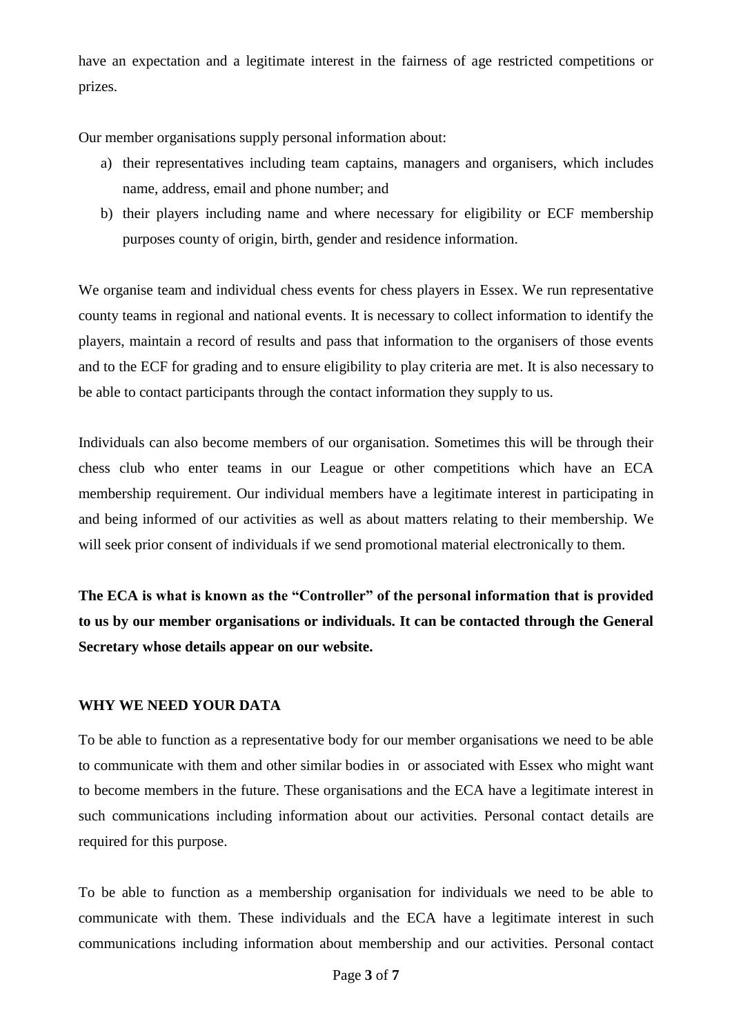have an expectation and a legitimate interest in the fairness of age restricted competitions or prizes.

Our member organisations supply personal information about:

a) their representatives including team captains, managers and organisers, which includes name, address, email and phone number; and
b) their players including name and where necessary for eligibility or ECF membership purposes county of origin, birth, gender and residence information.

We organise team and individual chess events for chess players in Essex. We run representative county teams in regional and national events. It is necessary to collect information to identify the players, maintain a record of results and pass that information to the organisers of those events and to the ECF for grading and to ensure eligibility to play criteria are met. It is also necessary to be able to contact participants through the contact information they supply to us.

Individuals can also become members of our organisation. Sometimes this will be through their chess club who enter teams in our League or other competitions which have an ECA membership requirement. Our individual members have a legitimate interest in participating in and being informed of our activities as well as about matters relating to their membership. We will seek prior consent of individuals if we send promotional material electronically to them.

**The ECA is what is known as the "Controller" of the personal information that is provided to us by our member organisations or individuals. It can be contacted through the General Secretary whose details appear on our website.**

### WHY WE NEED YOUR DATA

To be able to function as a representative body for our member organisations we need to be able to communicate with them and other similar bodies in or associated with Essex who might want to become members in the future. These organisations and the ECA have a legitimate interest in such communications including information about our activities. Personal contact details are required for this purpose.

To be able to function as a membership organisation for individuals we need to be able to communicate with them. These individuals and the ECA have a legitimate interest in such communications including information about membership and our activities. Personal contact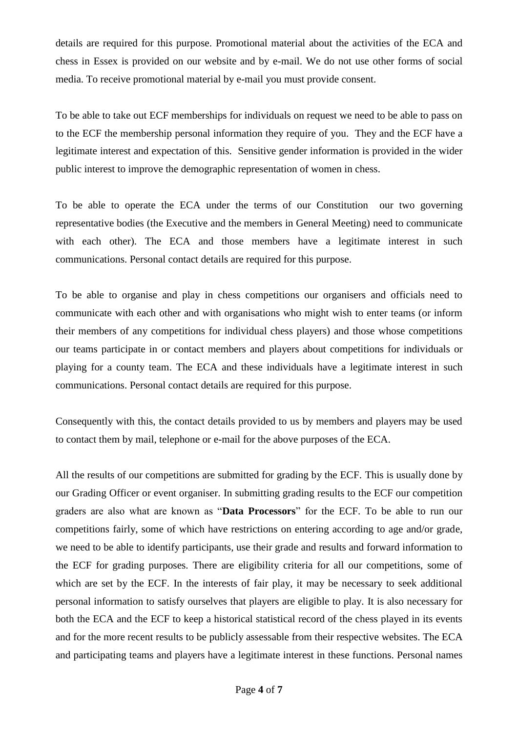details are required for this purpose. Promotional material about the activities of the ECA and chess in Essex is provided on our website and by e-mail. We do not use other forms of social media. To receive promotional material by e-mail you must provide consent.

To be able to take out ECF memberships for individuals on request we need to be able to pass on to the ECF the membership personal information they require of you. They and the ECF have a legitimate interest and expectation of this. Sensitive gender information is provided in the wider public interest to improve the demographic representation of women in chess.

To be able to operate the ECA under the terms of our Constitution our two governing representative bodies (the Executive and the members in General Meeting) need to communicate with each other). The ECA and those members have a legitimate interest in such communications. Personal contact details are required for this purpose.

To be able to organise and play in chess competitions our organisers and officials need to communicate with each other and with organisations who might wish to enter teams (or inform their members of any competitions for individual chess players) and those whose competitions our teams participate in or contact members and players about competitions for individuals or playing for a county team. The ECA and these individuals have a legitimate interest in such communications. Personal contact details are required for this purpose.

Consequently with this, the contact details provided to us by members and players may be used to contact them by mail, telephone or e-mail for the above purposes of the ECA.

All the results of our competitions are submitted for grading by the ECF. This is usually done by our Grading Officer or event organiser. In submitting grading results to the ECF our competition graders are also what are known as "**Data Processors**" for the ECF. To be able to run our competitions fairly, some of which have restrictions on entering according to age and/or grade, we need to be able to identify participants, use their grade and results and forward information to the ECF for grading purposes. There are eligibility criteria for all our competitions, some of which are set by the ECF. In the interests of fair play, it may be necessary to seek additional personal information to satisfy ourselves that players are eligible to play. It is also necessary for both the ECA and the ECF to keep a historical statistical record of the chess played in its events and for the more recent results to be publicly assessable from their respective websites. The ECA and participating teams and players have a legitimate interest in these functions. Personal names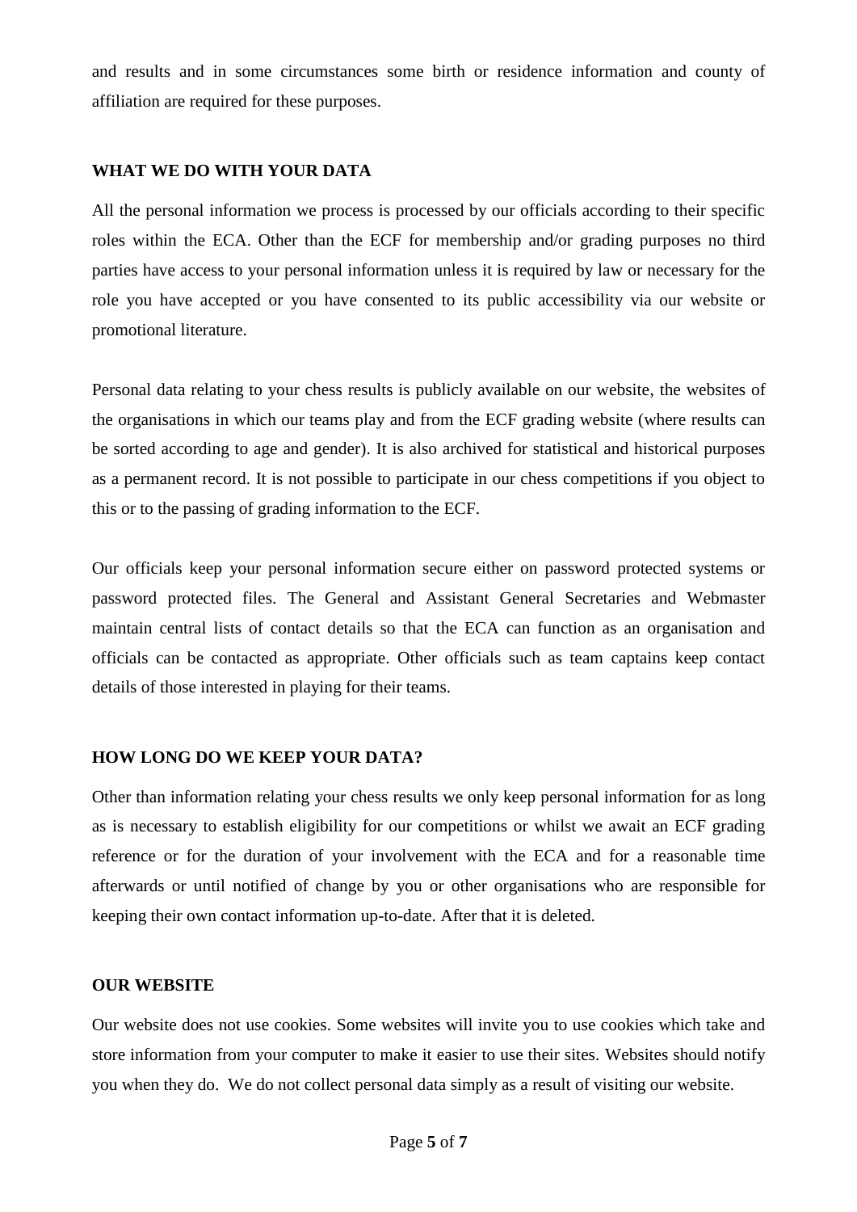and results and in some circumstances some birth or residence information and county of affiliation are required for these purposes.

## WHAT WE DO WITH YOUR DATA

All the personal information we process is processed by our officials according to their specific roles within the ECA. Other than the ECF for membership and/or grading purposes no third parties have access to your personal information unless it is required by law or necessary for the role you have accepted or you have consented to its public accessibility via our website or promotional literature.

Personal data relating to your chess results is publicly available on our website, the websites of the organisations in which our teams play and from the ECF grading website (where results can be sorted according to age and gender). It is also archived for statistical and historical purposes as a permanent record. It is not possible to participate in our chess competitions if you object to this or to the passing of grading information to the ECF.

Our officials keep your personal information secure either on password protected systems or password protected files. The General and Assistant General Secretaries and Webmaster maintain central lists of contact details so that the ECA can function as an organisation and officials can be contacted as appropriate. Other officials such as team captains keep contact details of those interested in playing for their teams.

## HOW LONG DO WE KEEP YOUR DATA?

Other than information relating your chess results we only keep personal information for as long as is necessary to establish eligibility for our competitions or whilst we await an ECF grading reference or for the duration of your involvement with the ECA and for a reasonable time afterwards or until notified of change by you or other organisations who are responsible for keeping their own contact information up-to-date. After that it is deleted.

## OUR WEBSITE

Our website does not use cookies. Some websites will invite you to use cookies which take and store information from your computer to make it easier to use their sites. Websites should notify you when they do. We do not collect personal data simply as a result of visiting our website.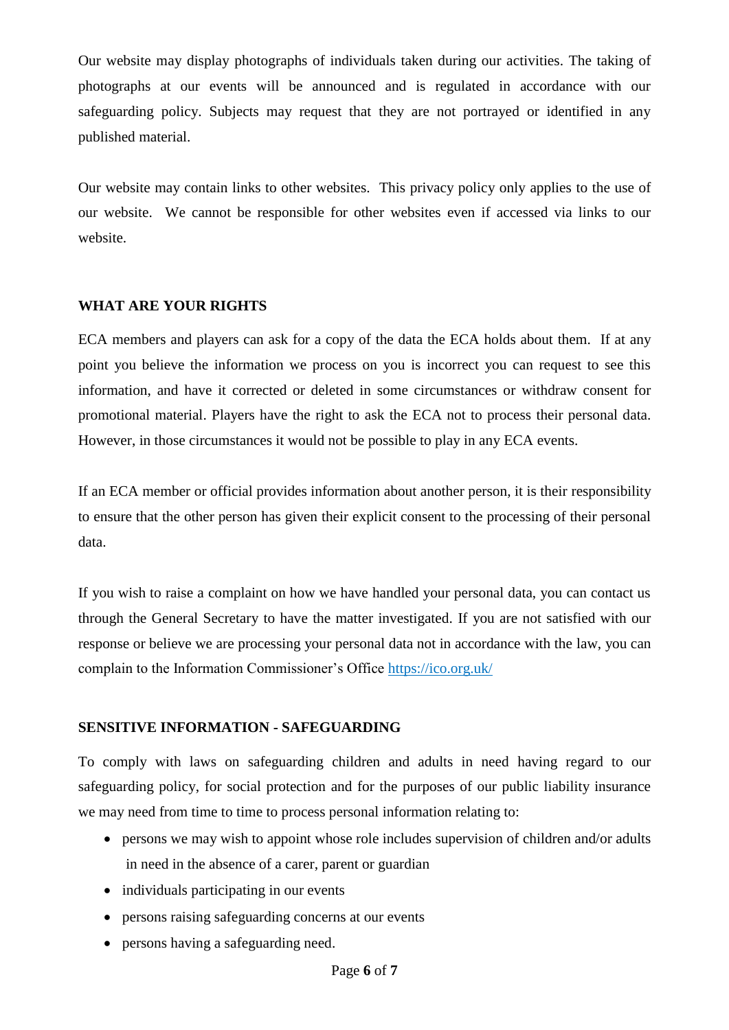Our website may display photographs of individuals taken during our activities. The taking of photographs at our events will be announced and is regulated in accordance with our safeguarding policy. Subjects may request that they are not portrayed or identified in any published material.

Our website may contain links to other websites. This privacy policy only applies to the use of our website. We cannot be responsible for other websites even if accessed via links to our website.

## WHAT ARE YOUR RIGHTS

ECA members and players can ask for a copy of the data the ECA holds about them. If at any point you believe the information we process on you is incorrect you can request to see this information, and have it corrected or deleted in some circumstances or withdraw consent for promotional material. Players have the right to ask the ECA not to process their personal data. However, in those circumstances it would not be possible to play in any ECA events.

If an ECA member or official provides information about another person, it is their responsibility to ensure that the other person has given their explicit consent to the processing of their personal data.

If you wish to raise a complaint on how we have handled your personal data, you can contact us through the General Secretary to have the matter investigated. If you are not satisfied with our response or believe we are processing your personal data not in accordance with the law, you can complain to the Information Commissioner's Office https://ico.org.uk/

## SENSITIVE INFORMATION - SAFEGUARDING

To comply with laws on safeguarding children and adults in need having regard to our safeguarding policy, for social protection and for the purposes of our public liability insurance we may need from time to time to process personal information relating to:

- persons we may wish to appoint whose role includes supervision of children and/or adults in need in the absence of a carer, parent or guardian
- individuals participating in our events
- persons raising safeguarding concerns at our events
- persons having a safeguarding need.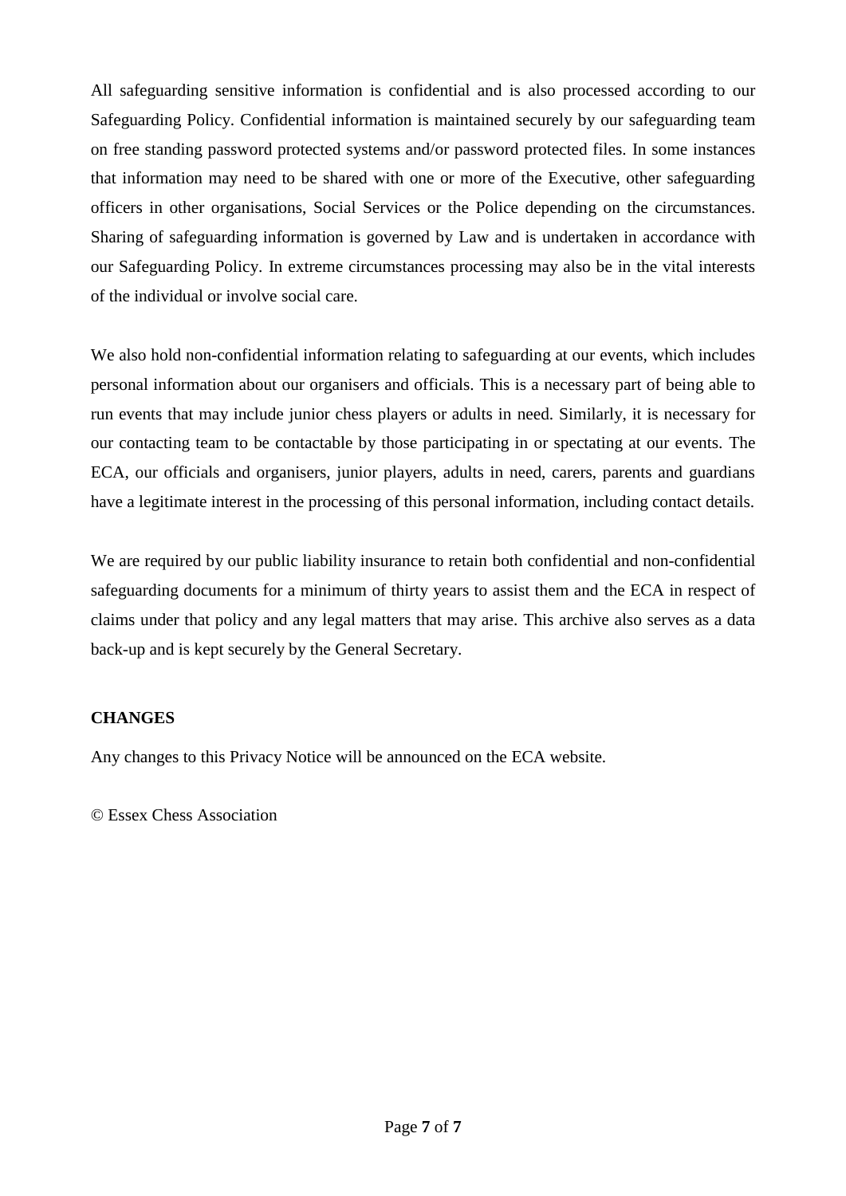All safeguarding sensitive information is confidential and is also processed according to our Safeguarding Policy. Confidential information is maintained securely by our safeguarding team on free standing password protected systems and/or password protected files. In some instances that information may need to be shared with one or more of the Executive, other safeguarding officers in other organisations, Social Services or the Police depending on the circumstances. Sharing of safeguarding information is governed by Law and is undertaken in accordance with our Safeguarding Policy. In extreme circumstances processing may also be in the vital interests of the individual or involve social care.

We also hold non-confidential information relating to safeguarding at our events, which includes personal information about our organisers and officials. This is a necessary part of being able to run events that may include junior chess players or adults in need. Similarly, it is necessary for our contacting team to be contactable by those participating in or spectating at our events. The ECA, our officials and organisers, junior players, adults in need, carers, parents and guardians have a legitimate interest in the processing of this personal information, including contact details.

We are required by our public liability insurance to retain both confidential and non-confidential safeguarding documents for a minimum of thirty years to assist them and the ECA in respect of claims under that policy and any legal matters that may arise. This archive also serves as a data back-up and is kept securely by the General Secretary.

**CHANGES**

Any changes to this Privacy Notice will be announced on the ECA website.

© Essex Chess Association